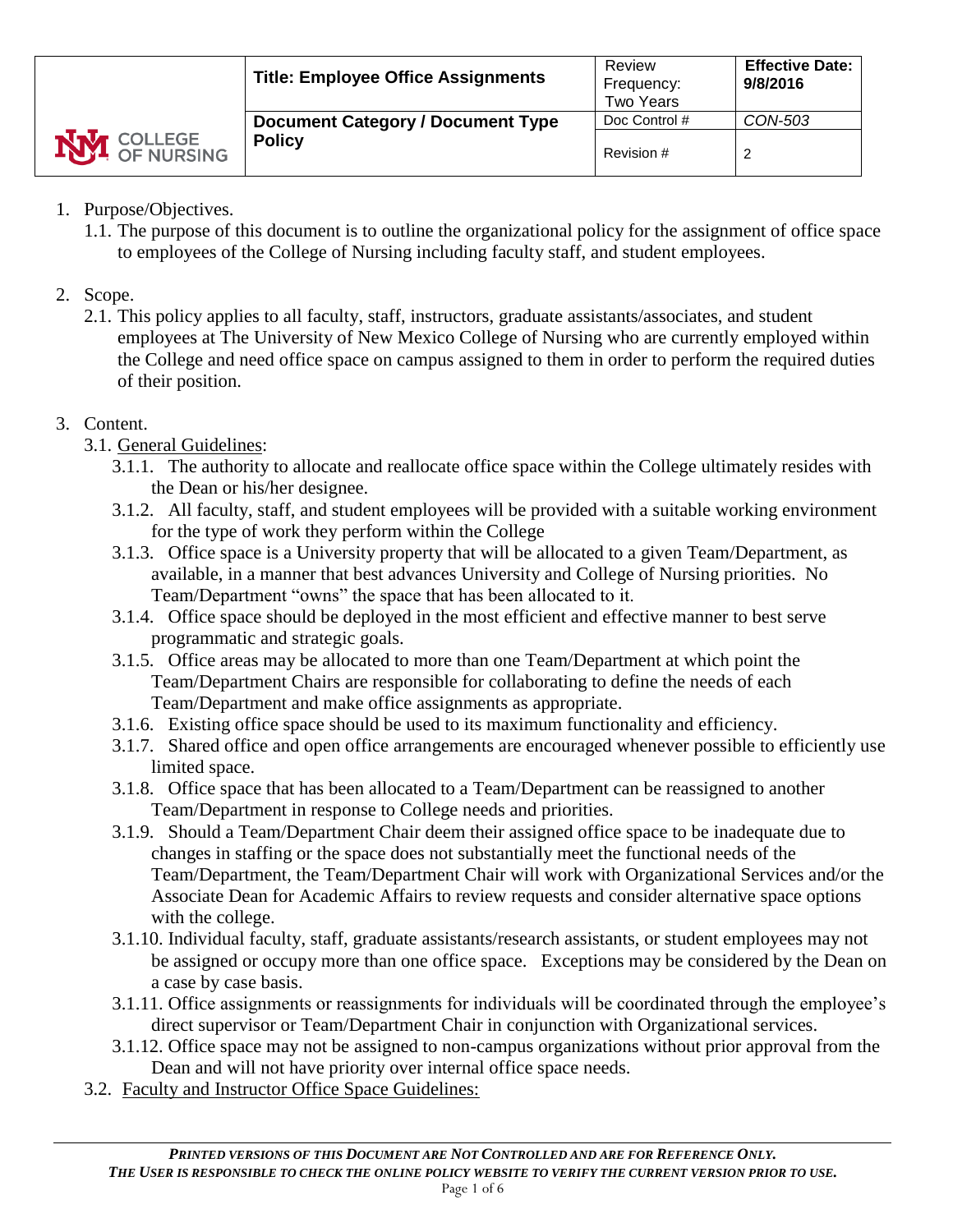| COLLEGE OF NURSING | **Title: Employee Office Assignments** | Review Frequency: Two Years | **Effective Date: 9/8/2016** |
|---|---|---|---|
| | **Document Category / Document Type** | Doc Control # | *CON-503* |
| | **Policy** | Revision # | 2 |

1. Purpose/Objectives.
   1.1. The purpose of this document is to outline the organizational policy for the assignment of office space to employees of the College of Nursing including faculty staff, and student employees.

2. Scope.
   2.1. This policy applies to all faculty, staff, instructors, graduate assistants/associates, and student employees at The University of New Mexico College of Nursing who are currently employed within the College and need office space on campus assigned to them in order to perform the required duties of their position.

3. Content.
   3.1. <u>General Guidelines</u>:
      3.1.1. The authority to allocate and reallocate office space within the College ultimately resides with the Dean or his/her designee.
      3.1.2. All faculty, staff, and student employees will be provided with a suitable working environment for the type of work they perform within the College
      3.1.3. Office space is a University property that will be allocated to a given Team/Department, as available, in a manner that best advances University and College of Nursing priorities. No Team/Department "owns" the space that has been allocated to it.
      3.1.4. Office space should be deployed in the most efficient and effective manner to best serve programmatic and strategic goals.
      3.1.5. Office areas may be allocated to more than one Team/Department at which point the Team/Department Chairs are responsible for collaborating to define the needs of each Team/Department and make office assignments as appropriate.
      3.1.6. Existing office space should be used to its maximum functionality and efficiency.
      3.1.7. Shared office and open office arrangements are encouraged whenever possible to efficiently use limited space.
      3.1.8. Office space that has been allocated to a Team/Department can be reassigned to another Team/Department in response to College needs and priorities.
      3.1.9. Should a Team/Department Chair deem their assigned office space to be inadequate due to changes in staffing or the space does not substantially meet the functional needs of the Team/Department, the Team/Department Chair will work with Organizational Services and/or the Associate Dean for Academic Affairs to review requests and consider alternative space options with the college.
      3.1.10. Individual faculty, staff, graduate assistants/research assistants, or student employees may not be assigned or occupy more than one office space. Exceptions may be considered by the Dean on a case by case basis.
      3.1.11. Office assignments or reassignments for individuals will be coordinated through the employee's direct supervisor or Team/Department Chair in conjunction with Organizational services.
      3.1.12. Office space may not be assigned to non-campus organizations without prior approval from the Dean and will not have priority over internal office space needs.
   3.2. <u>Faculty and Instructor Office Space Guidelines:</u>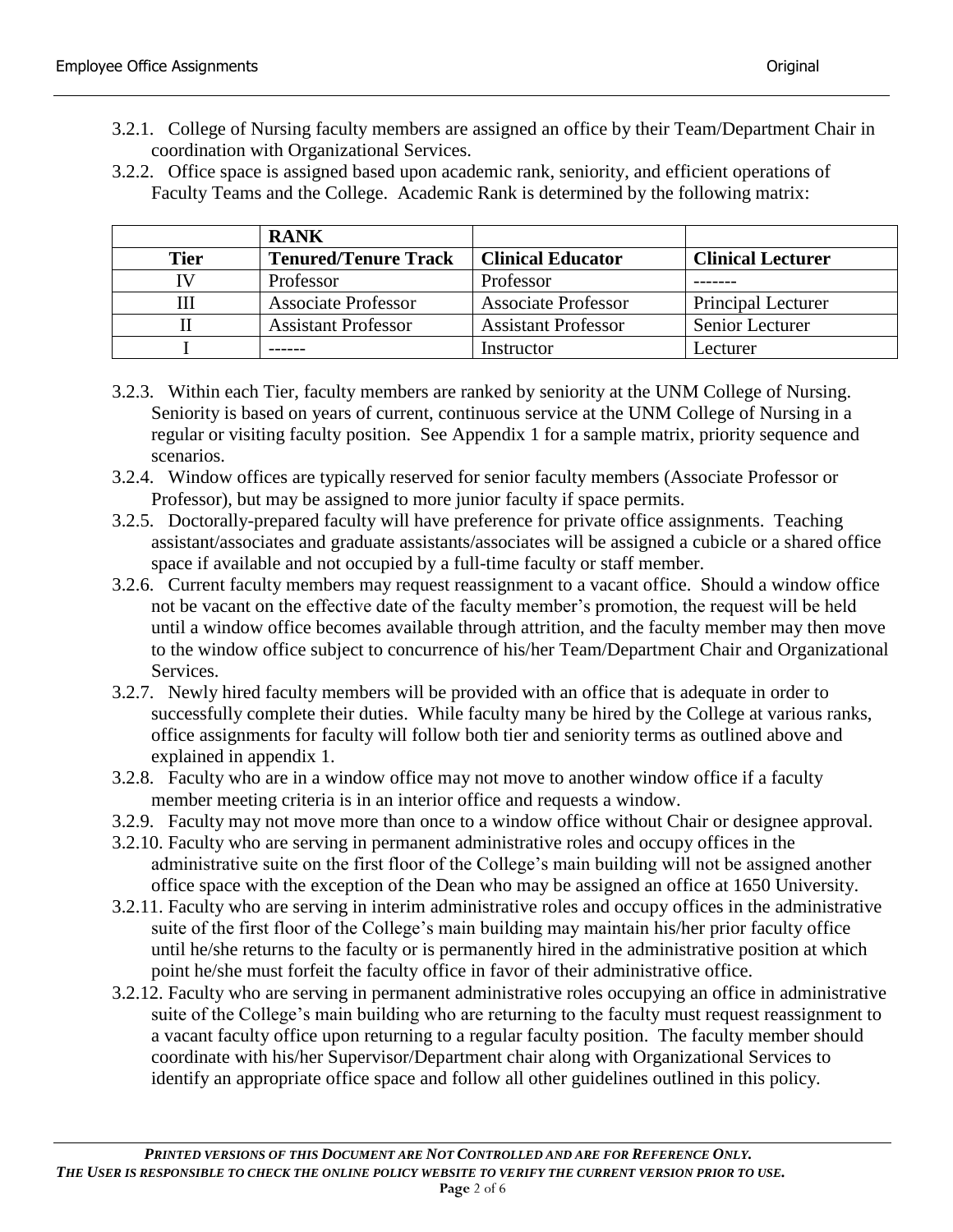3.2.1. College of Nursing faculty members are assigned an office by their Team/Department Chair in coordination with Organizational Services.

3.2.2. Office space is assigned based upon academic rank, seniority, and efficient operations of Faculty Teams and the College. Academic Rank is determined by the following matrix:

| | **RANK** | | |
|---|---|---|---|
| **Tier** | **Tenured/Tenure Track** | **Clinical Educator** | **Clinical Lecturer** |
| IV | Professor | Professor | ------- |
| III | Associate Professor | Associate Professor | Principal Lecturer |
| II | Assistant Professor | Assistant Professor | Senior Lecturer |
| I | ------ | Instructor | Lecturer |

3.2.3. Within each Tier, faculty members are ranked by seniority at the UNM College of Nursing. Seniority is based on years of current, continuous service at the UNM College of Nursing in a regular or visiting faculty position. See Appendix 1 for a sample matrix, priority sequence and scenarios.

3.2.4. Window offices are typically reserved for senior faculty members (Associate Professor or Professor), but may be assigned to more junior faculty if space permits.

3.2.5. Doctorally-prepared faculty will have preference for private office assignments. Teaching assistant/associates and graduate assistants/associates will be assigned a cubicle or a shared office space if available and not occupied by a full-time faculty or staff member.

3.2.6. Current faculty members may request reassignment to a vacant office. Should a window office not be vacant on the effective date of the faculty member's promotion, the request will be held until a window office becomes available through attrition, and the faculty member may then move to the window office subject to concurrence of his/her Team/Department Chair and Organizational Services.

3.2.7. Newly hired faculty members will be provided with an office that is adequate in order to successfully complete their duties. While faculty many be hired by the College at various ranks, office assignments for faculty will follow both tier and seniority terms as outlined above and explained in appendix 1.

3.2.8. Faculty who are in a window office may not move to another window office if a faculty member meeting criteria is in an interior office and requests a window.

3.2.9. Faculty may not move more than once to a window office without Chair or designee approval.

3.2.10. Faculty who are serving in permanent administrative roles and occupy offices in the administrative suite on the first floor of the College's main building will not be assigned another office space with the exception of the Dean who may be assigned an office at 1650 University.

3.2.11. Faculty who are serving in interim administrative roles and occupy offices in the administrative suite of the first floor of the College's main building may maintain his/her prior faculty office until he/she returns to the faculty or is permanently hired in the administrative position at which point he/she must forfeit the faculty office in favor of their administrative office.

3.2.12. Faculty who are serving in permanent administrative roles occupying an office in administrative suite of the College's main building who are returning to the faculty must request reassignment to a vacant faculty office upon returning to a regular faculty position. The faculty member should coordinate with his/her Supervisor/Department chair along with Organizational Services to identify an appropriate office space and follow all other guidelines outlined in this policy.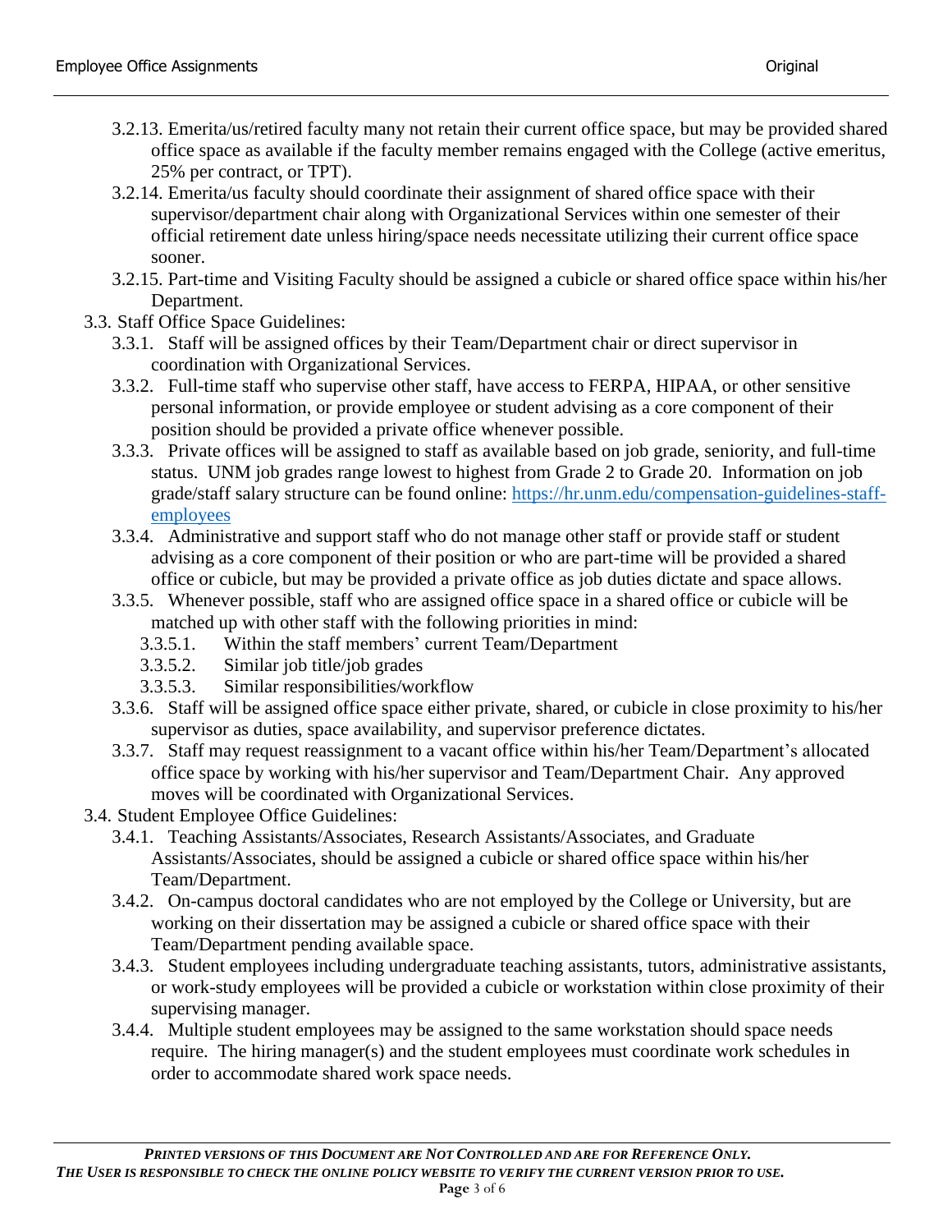- 3.2.13. Emerita/us/retired faculty many not retain their current office space, but may be provided shared office space as available if the faculty member remains engaged with the College (active emeritus, 25% per contract, or TPT).
- 3.2.14. Emerita/us faculty should coordinate their assignment of shared office space with their supervisor/department chair along with Organizational Services within one semester of their official retirement date unless hiring/space needs necessitate utilizing their current office space sooner.
- 3.2.15. Part-time and Visiting Faculty should be assigned a cubicle or shared office space within his/her Department.

3.3. Staff Office Space Guidelines:

- 3.3.1. Staff will be assigned offices by their Team/Department chair or direct supervisor in coordination with Organizational Services.
- 3.3.2. Full-time staff who supervise other staff, have access to FERPA, HIPAA, or other sensitive personal information, or provide employee or student advising as a core component of their position should be provided a private office whenever possible.
- 3.3.3. Private offices will be assigned to staff as available based on job grade, seniority, and full-time status. UNM job grades range lowest to highest from Grade 2 to Grade 20. Information on job grade/staff salary structure can be found online: [https://hr.unm.edu/compensation-guidelines-staff-employees](https://hr.unm.edu/compensation-guidelines-staff-employees)
- 3.3.4. Administrative and support staff who do not manage other staff or provide staff or student advising as a core component of their position or who are part-time will be provided a shared office or cubicle, but may be provided a private office as job duties dictate and space allows.
- 3.3.5. Whenever possible, staff who are assigned office space in a shared office or cubicle will be matched up with other staff with the following priorities in mind:
  - 3.3.5.1. Within the staff members' current Team/Department
  - 3.3.5.2. Similar job title/job grades
  - 3.3.5.3. Similar responsibilities/workflow
- 3.3.6. Staff will be assigned office space either private, shared, or cubicle in close proximity to his/her supervisor as duties, space availability, and supervisor preference dictates.
- 3.3.7. Staff may request reassignment to a vacant office within his/her Team/Department's allocated office space by working with his/her supervisor and Team/Department Chair. Any approved moves will be coordinated with Organizational Services.

3.4. Student Employee Office Guidelines:

- 3.4.1. Teaching Assistants/Associates, Research Assistants/Associates, and Graduate Assistants/Associates, should be assigned a cubicle or shared office space within his/her Team/Department.
- 3.4.2. On-campus doctoral candidates who are not employed by the College or University, but are working on their dissertation may be assigned a cubicle or shared office space with their Team/Department pending available space.
- 3.4.3. Student employees including undergraduate teaching assistants, tutors, administrative assistants, or work-study employees will be provided a cubicle or workstation within close proximity of their supervising manager.
- 3.4.4. Multiple student employees may be assigned to the same workstation should space needs require. The hiring manager(s) and the student employees must coordinate work schedules in order to accommodate shared work space needs.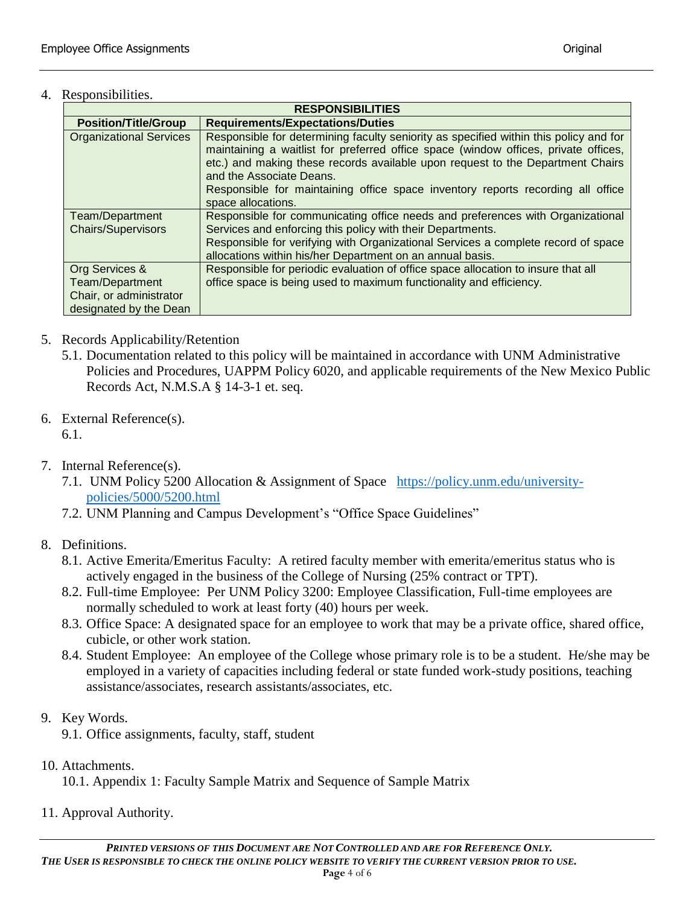4. Responsibilities.

| RESPONSIBILITIES | |
|---|---|
| **Position/Title/Group** | **Requirements/Expectations/Duties** |
| Organizational Services | Responsible for determining faculty seniority as specified within this policy and for maintaining a waitlist for preferred office space (window offices, private offices, etc.) and making these records available upon request to the Department Chairs and the Associate Deans.<br>Responsible for maintaining office space inventory reports recording all office space allocations. |
| Team/Department Chairs/Supervisors | Responsible for communicating office needs and preferences with Organizational Services and enforcing this policy with their Departments.<br>Responsible for verifying with Organizational Services a complete record of space allocations within his/her Department on an annual basis. |
| Org Services & Team/Department Chair, or administrator designated by the Dean | Responsible for periodic evaluation of office space allocation to insure that all office space is being used to maximum functionality and efficiency. |

5. Records Applicability/Retention
   5.1. Documentation related to this policy will be maintained in accordance with UNM Administrative Policies and Procedures, UAPPM Policy 6020, and applicable requirements of the New Mexico Public Records Act, N.M.S.A § 14-3-1 et. seq.

6. External Reference(s).
   6.1.

7. Internal Reference(s).
   7.1. UNM Policy 5200 Allocation & Assignment of Space https://policy.unm.edu/university-policies/5000/5200.html
   7.2. UNM Planning and Campus Development's "Office Space Guidelines"

8. Definitions.
   8.1. Active Emerita/Emeritus Faculty: A retired faculty member with emerita/emeritus status who is actively engaged in the business of the College of Nursing (25% contract or TPT).
   8.2. Full-time Employee: Per UNM Policy 3200: Employee Classification, Full-time employees are normally scheduled to work at least forty (40) hours per week.
   8.3. Office Space: A designated space for an employee to work that may be a private office, shared office, cubicle, or other work station.
   8.4. Student Employee: An employee of the College whose primary role is to be a student. He/she may be employed in a variety of capacities including federal or state funded work-study positions, teaching assistance/associates, research assistants/associates, etc.

9. Key Words.
   9.1. Office assignments, faculty, staff, student

10. Attachments.
    10.1. Appendix 1: Faculty Sample Matrix and Sequence of Sample Matrix

11. Approval Authority.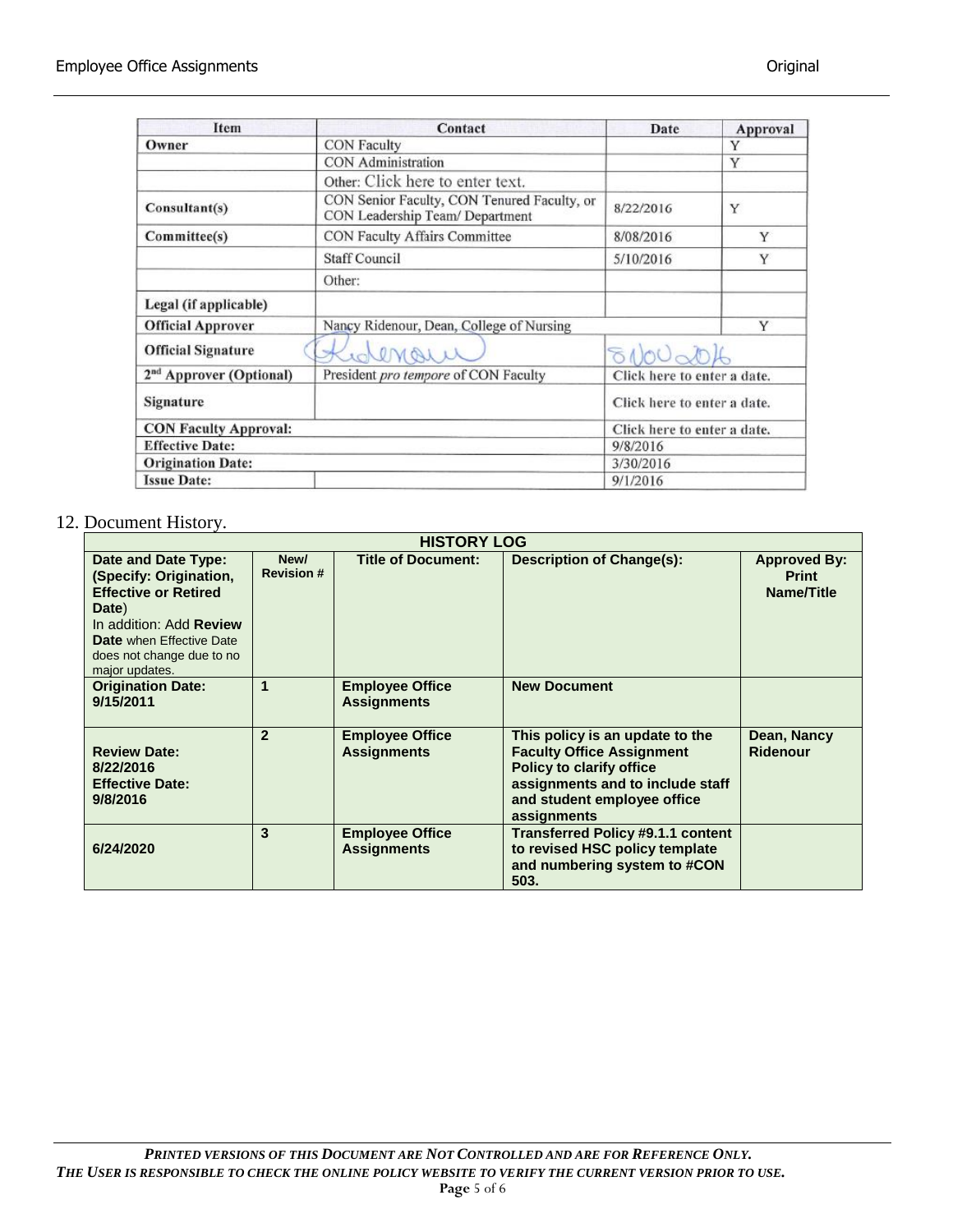| Item | Contact | Date | Approval |
|---|---|---|---|
| **Owner** | CON Faculty | | Y |
| | CON Administration | | Y |
| | Other: Click here to enter text. | | |
| **Consultant(s)** | CON Senior Faculty, CON Tenured Faculty, or CON Leadership Team/ Department | 8/22/2016 | Y |
| **Committee(s)** | CON Faculty Affairs Committee | 8/08/2016 | Y |
| | Staff Council | 5/10/2016 | Y |
| | Other: | | |
| **Legal (if applicable)** | | | |
| **Official Approver** | Nancy Ridenour, Dean, College of Nursing | | Y |
| **Official Signature** | Ridenour | 8 Nov 2016 | |
| **2nd Approver (Optional)** | President *pro tempore* of CON Faculty | Click here to enter a date. | |
| **Signature** | | Click here to enter a date. | |
| **CON Faculty Approval:** | | Click here to enter a date. | |
| **Effective Date:** | | 9/8/2016 | |
| **Origination Date:** | | 3/30/2016 | |
| **Issue Date:** | | 9/1/2016 | |

12. Document History.

| **HISTORY LOG** | | | | |
|---|---|---|---|---|
| **Date and Date Type: (Specify: Origination, Effective or Retired Date)** In addition: Add **Review Date** when Effective Date does not change due to no major updates. | **New/ Revision #** | **Title of Document:** | **Description of Change(s):** | **Approved By: Print Name/Title** |
| **Origination Date: 9/15/2011** | **1** | **Employee Office Assignments** | **New Document** | |
| **Review Date: 8/22/2016 Effective Date: 9/8/2016** | **2** | **Employee Office Assignments** | **This policy is an update to the Faculty Office Assignment Policy to clarify office assignments and to include staff and student employee office assignments** | **Dean, Nancy Ridenour** |
| **6/24/2020** | **3** | **Employee Office Assignments** | **Transferred Policy #9.1.1 content to revised HSC policy template and numbering system to #CON 503.** | |

***PRINTED VERSIONS OF THIS DOCUMENT ARE NOT CONTROLLED AND ARE FOR REFERENCE ONLY.***
***THE USER IS RESPONSIBLE TO CHECK THE ONLINE POLICY WEBSITE TO VERIFY THE CURRENT VERSION PRIOR TO USE.***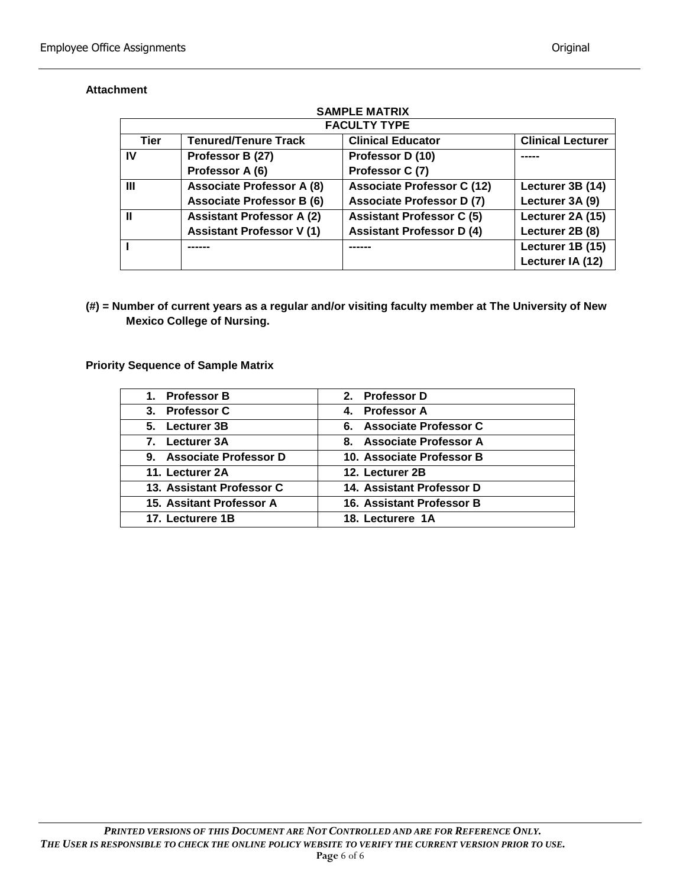**Attachment**

**SAMPLE MATRIX**

| FACULTY TYPE | | | |
|---|---|---|---|
| **Tier** | **Tenured/Tenure Track** | **Clinical Educator** | **Clinical Lecturer** |
| **IV** | **Professor B (27)**<br>**Professor A (6)** | **Professor D (10)**<br>**Professor C (7)** | **-----** |
| **III** | **Associate Professor A (8)**<br>**Associate Professor B (6)** | **Associate Professor C (12)**<br>**Associate Professor D (7)** | **Lecturer 3B (14)**<br>**Lecturer 3A (9)** |
| **II** | **Assistant Professor A (2)**<br>**Assistant Professor V (1)** | **Assistant Professor C (5)**<br>**Assistant Professor D (4)** | **Lecturer 2A (15)**<br>**Lecturer 2B (8)** |
| **I** | **------** | **------** | **Lecturer 1B (15)**<br>**Lecturer IA (12)** |

**(#) = Number of current years as a regular and/or visiting faculty member at The University of New Mexico College of Nursing.**

**Priority Sequence of Sample Matrix**

| | |
|---|---|
| **1. Professor B** | **2. Professor D** |
| **3. Professor C** | **4. Professor A** |
| **5. Lecturer 3B** | **6. Associate Professor C** |
| **7. Lecturer 3A** | **8. Associate Professor A** |
| **9. Associate Professor D** | **10. Associate Professor B** |
| **11. Lecturer 2A** | **12. Lecturer 2B** |
| **13. Assistant Professor C** | **14. Assistant Professor D** |
| **15. Assitant Professor A** | **16. Assistant Professor B** |
| **17. Lecturere 1B** | **18. Lecturere 1A** |